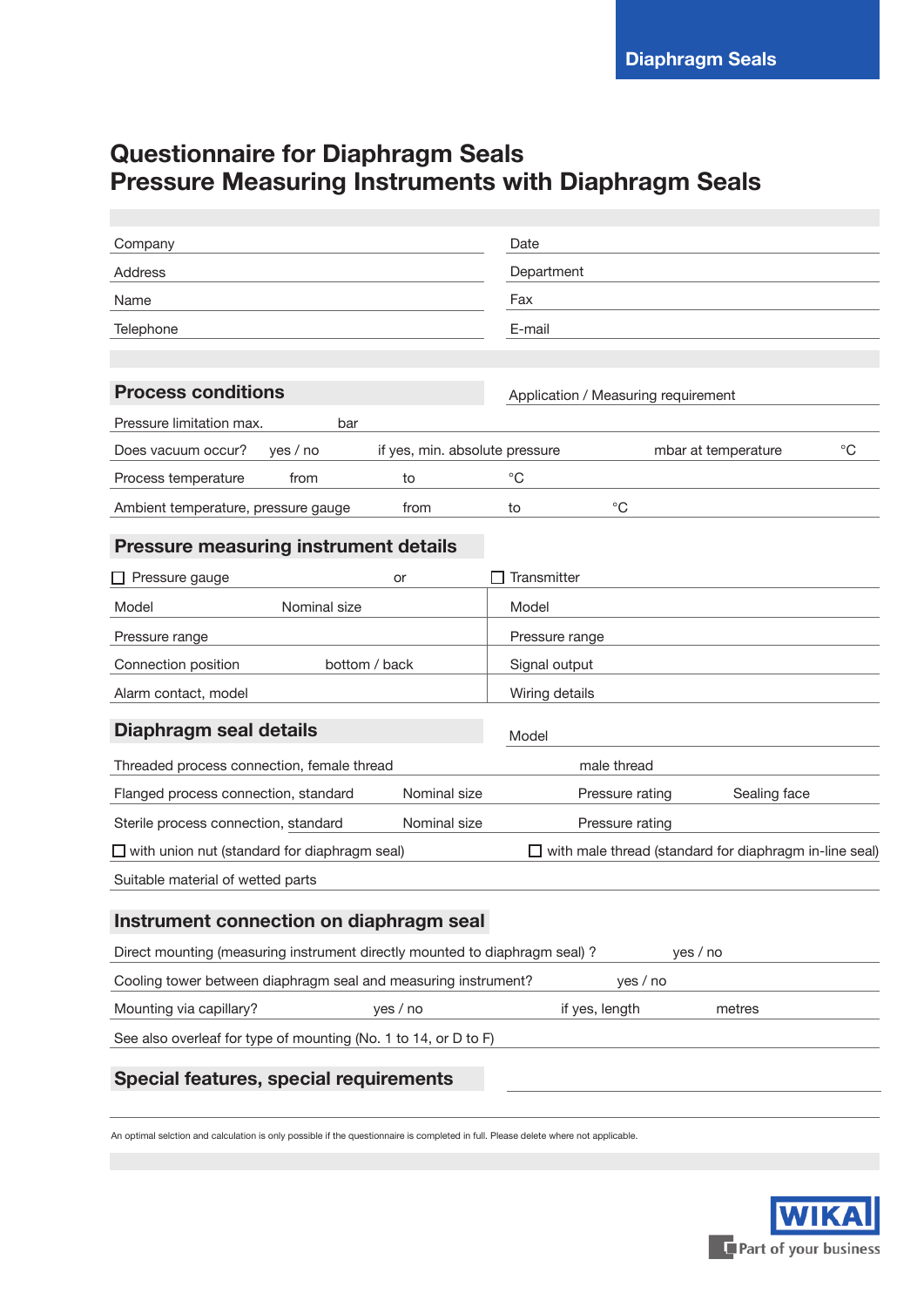Diaphragm Seals

# Questionnaire for Diaphragm Seals
# Pressure Measuring Instruments with Diaphragm Seals

| | |
|---|---|
| Company | Date |
| Address | Department |
| Name | Fax |
| Telephone | E-mail |

## Process conditions

Application / Measuring requirement

Pressure limitation max. bar

Does vacuum occur? yes / no if yes, min. absolute pressure mbar at temperature °C

Process temperature from to °C

Ambient temperature, pressure gauge from to °C

## Pressure measuring instrument details

| ☐ Pressure gauge or | ☐ Transmitter |
|---|---|
| Model Nominal size | Model |
| Pressure range | Pressure range |
| Connection position bottom / back | Signal output |
| Alarm contact, model | Wiring details |

## Diaphragm seal details

Model

Threaded process connection, female thread male thread

Flanged process connection, standard Nominal size Pressure rating Sealing face

Sterile process connection, standard Nominal size Pressure rating

☐ with union nut (standard for diaphragm seal) ☐ with male thread (standard for diaphragm in-line seal)

Suitable material of wetted parts

## Instrument connection on diaphragm seal

Direct mounting (measuring instrument directly mounted to diaphragm seal) ? yes / no

Cooling tower between diaphragm seal and measuring instrument? yes / no

Mounting via capillary? yes / no if yes, length metres

See also overleaf for type of mounting (No. 1 to 14, or D to F)

## Special features, special requirements

An optimal selction and calculation is only possible if the questionnaire is completed in full. Please delete where not applicable.

WIKA Part of your business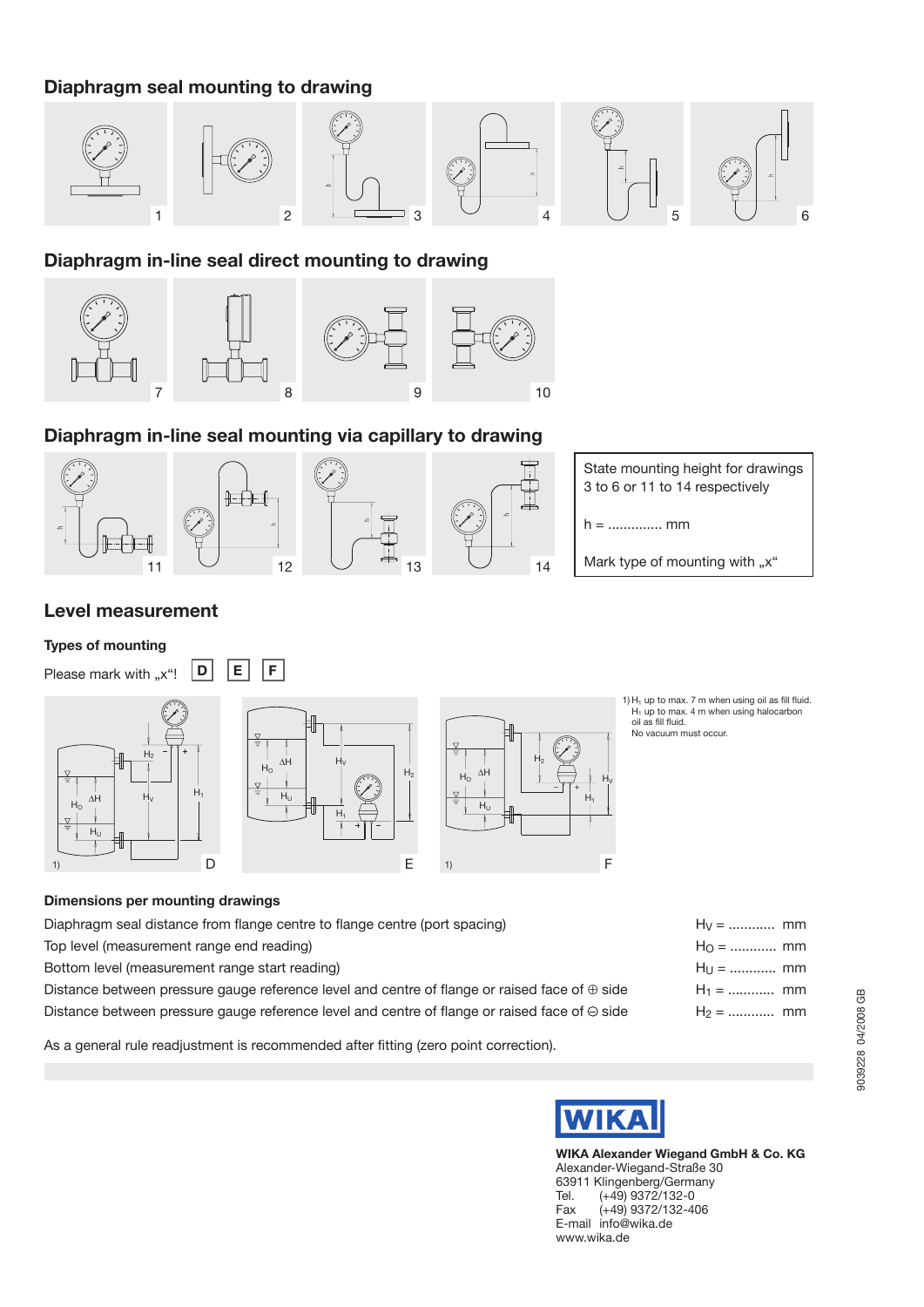## Diaphragm seal mounting to drawing

1 2 3 4 5 6

## Diaphragm in-line seal direct mounting to drawing

7 8 9 10

## Diaphragm in-line seal mounting via capillary to drawing

11 12 13 14

State mounting height for drawings 3 to 6 or 11 to 14 respectively

h = .............. mm

Mark type of mounting with „x"

## Level measurement

### Types of mounting

Please mark with „x"! D E F

D E F

1) $H_1$ up to max. 7 m when using oil as fill fluid.
$H_1$ up to max. 4 m when using halocarbon oil as fill fluid.
No vacuum must occur.

### Dimensions per mounting drawings

| | |
|---|---|
| Diaphragm seal distance from flange centre to flange centre (port spacing) | $H_V$ = ............ mm |
| Top level (measurement range end reading) | $H_O$ = ............ mm |
| Bottom level (measurement range start reading) | $H_U$ = ............ mm |
| Distance between pressure gauge reference level and centre of flange or raised face of ⊕ side | $H_1$ = ............ mm |
| Distance between pressure gauge reference level and centre of flange or raised face of ⊖ side | $H_2$ = ............ mm |

As a general rule readjustment is recommended after fitting (zero point correction).

9039228 04/2008 GB

**WIKA Alexander Wiegand GmbH & Co. KG**
Alexander-Wiegand-Straße 30
63911 Klingenberg/Germany
Tel. (+49) 9372/132-0
Fax (+49) 9372/132-406
E-mail info@wika.de
www.wika.de